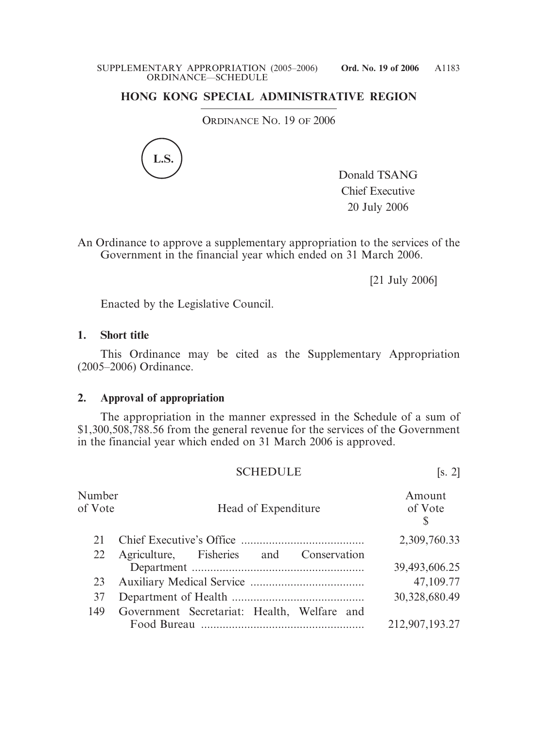# HONG KONG SPECIAL ADMINISTRATIVE REGION

ORDINANCE NO. 19 OF 2006

L.S.

Donald TSANG
Chief Executive
20 July 2006

An Ordinance to approve a supplementary appropriation to the services of the Government in the financial year which ended on 31 March 2006.

[21 July 2006]

Enacted by the Legislative Council.

**1. Short title**

This Ordinance may be cited as the Supplementary Appropriation (2005–2006) Ordinance.

**2. Approval of appropriation**

The appropriation in the manner expressed in the Schedule of a sum of $1,300,508,788.56 from the general revenue for the services of the Government in the financial year which ended on 31 March 2006 is approved.

SCHEDULE [s. 2]

| Number of Vote | Head of Expenditure | Amount of Vote $ |
|---|---|---|
| 21 | Chief Executive's Office | 2,309,760.33 |
| 22 | Agriculture, Fisheries and Conservation Department | 39,493,606.25 |
| 23 | Auxiliary Medical Service | 47,109.77 |
| 37 | Department of Health | 30,328,680.49 |
| 149 | Government Secretariat: Health, Welfare and Food Bureau | 212,907,193.27 |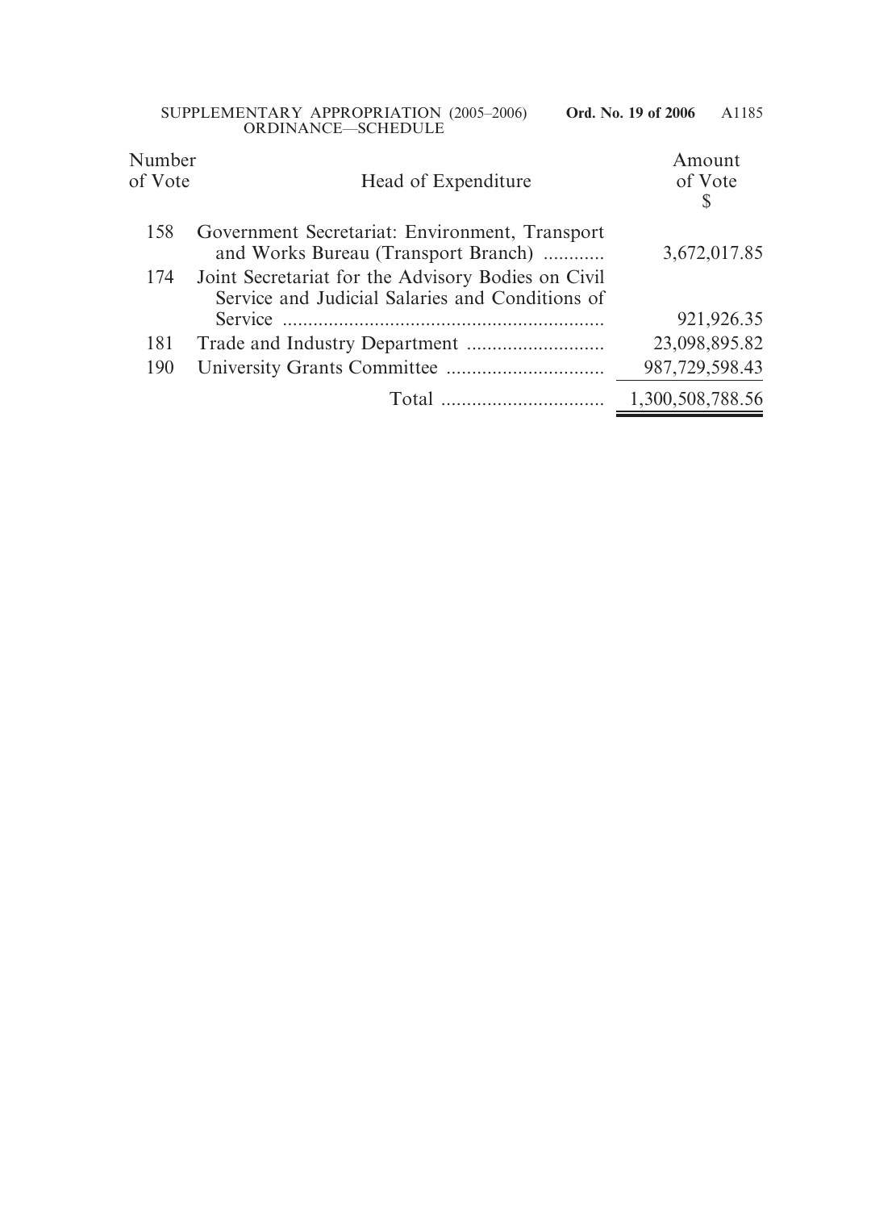| Number of Vote | Head of Expenditure | Amount of Vote $ |
|---|---|---|
| 158 | Government Secretariat: Environment, Transport and Works Bureau (Transport Branch) ............ | 3,672,017.85 |
| 174 | Joint Secretariat for the Advisory Bodies on Civil Service and Judicial Salaries and Conditions of Service ............................................................... | 921,926.35 |
| 181 | Trade and Industry Department ........................... | 23,098,895.82 |
| 190 | University Grants Committee ............................... | 987,729,598.43 |
| | Total ................................ | 1,300,508,788.56 |